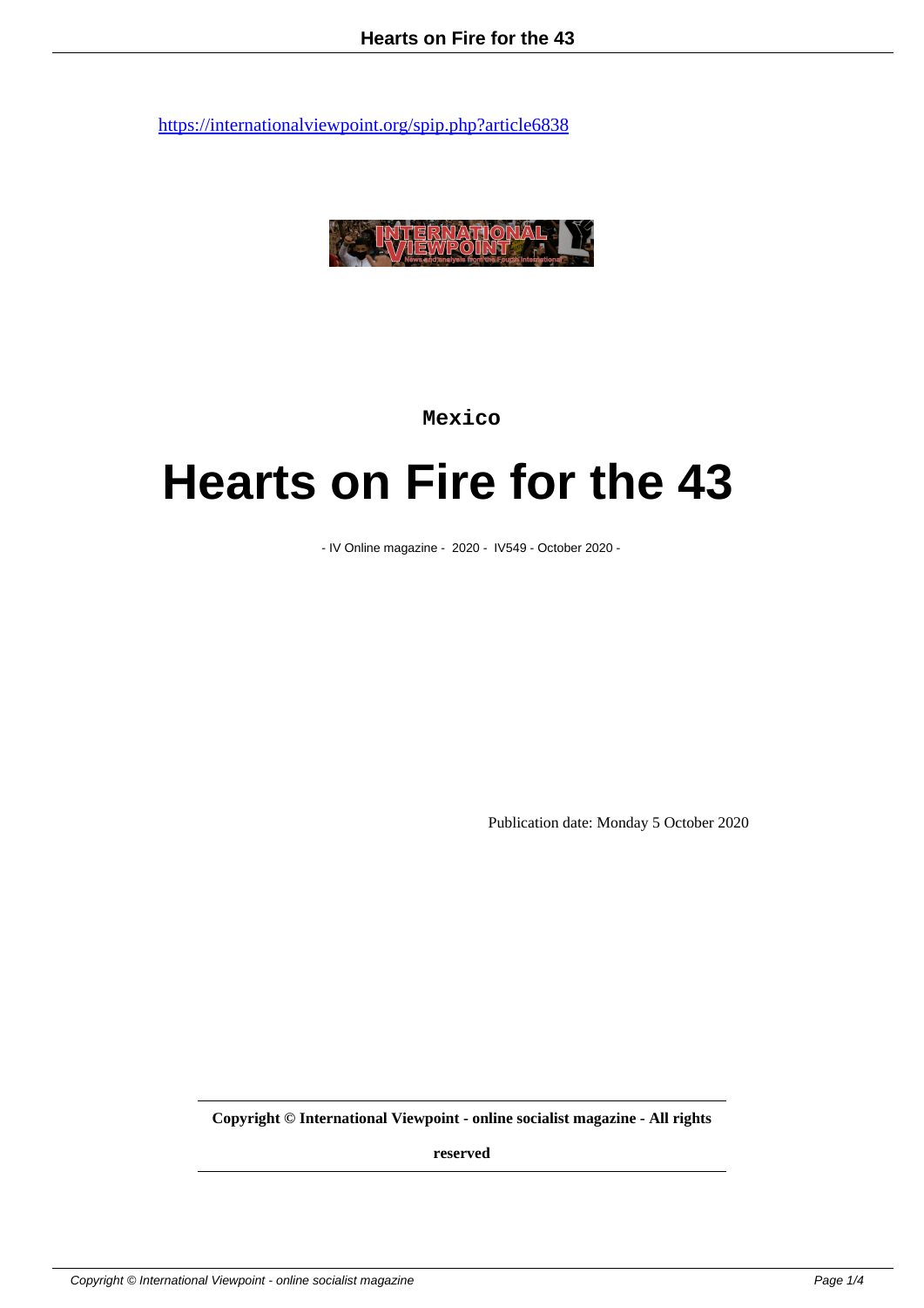https://internationalviewpoint.org/spip.php?article6838

Mexico

# Hearts on Fire for the 43

- IV Online magazine - 2020 - IV549 - October 2020 -

Publication date: Monday 5 October 2020

**Copyright © International Viewpoint - online socialist magazine - All rights reserved**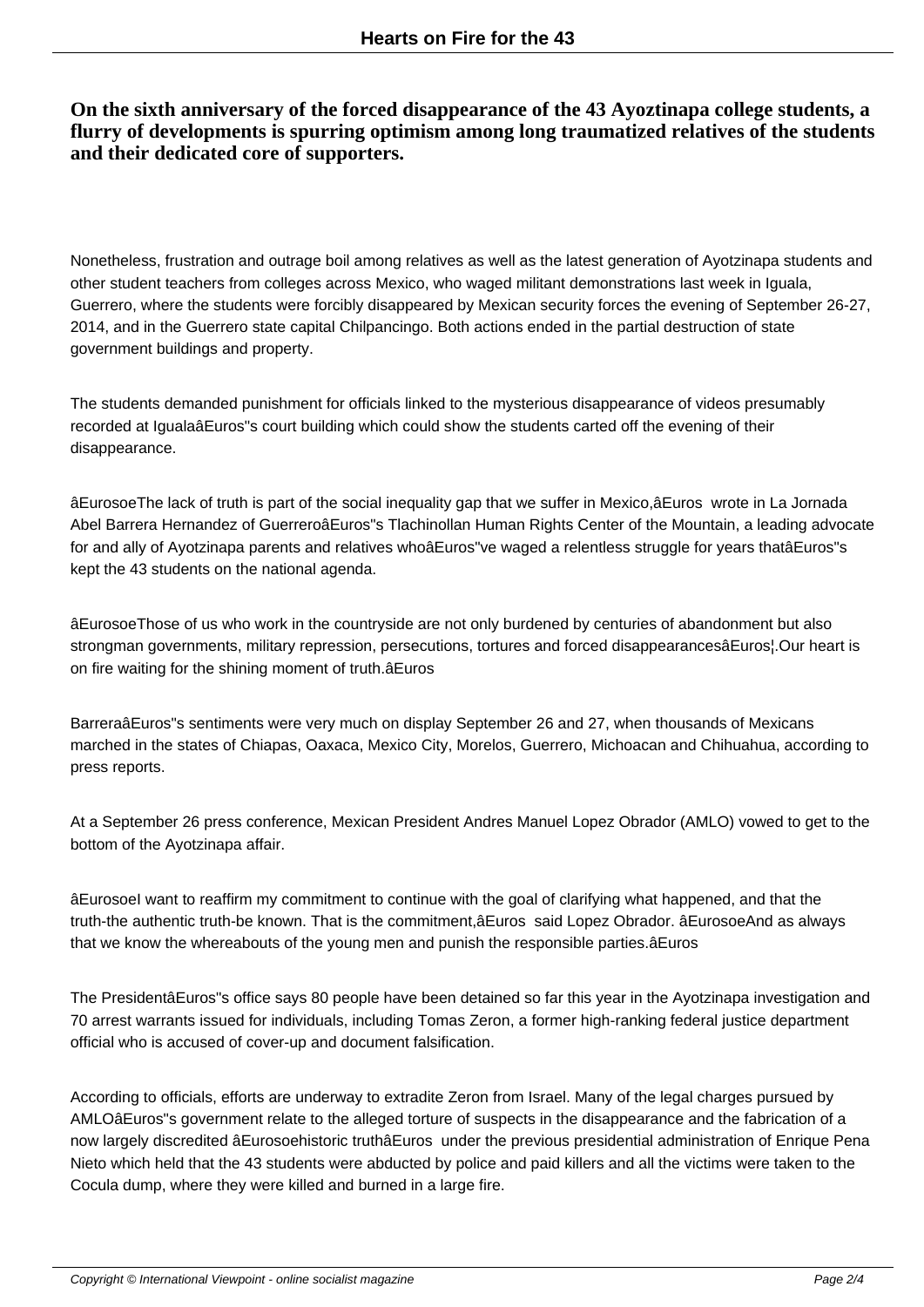**On the sixth anniversary of the forced disappearance of the 43 Ayoztinapa college students, a flurry of developments is spurring optimism among long traumatized relatives of the students and their dedicated core of supporters.**

Nonetheless, frustration and outrage boil among relatives as well as the latest generation of Ayotzinapa students and other student teachers from colleges across Mexico, who waged militant demonstrations last week in Iguala, Guerrero, where the students were forcibly disappeared by Mexican security forces the evening of September 26-27, 2014, and in the Guerrero state capital Chilpancingo. Both actions ended in the partial destruction of state government buildings and property.

The students demanded punishment for officials linked to the mysterious disappearance of videos presumably recorded at IgualaâEuros"s court building which could show the students carted off the evening of their disappearance.

âEurosoeThe lack of truth is part of the social inequality gap that we suffer in Mexico,âEuros  wrote in La Jornada Abel Barrera Hernandez of GuerreroâEuros"s Tlachinollan Human Rights Center of the Mountain, a leading advocate for and ally of Ayotzinapa parents and relatives whoâEuros"ve waged a relentless struggle for years thatâEuros"s kept the 43 students on the national agenda.

âEurosoeThose of us who work in the countryside are not only burdened by centuries of abandonment but also strongman governments, military repression, persecutions, tortures and forced disappearancesâEuros¦.Our heart is on fire waiting for the shining moment of truth.âEuros

BarreraâEuros"s sentiments were very much on display September 26 and 27, when thousands of Mexicans marched in the states of Chiapas, Oaxaca, Mexico City, Morelos, Guerrero, Michoacan and Chihuahua, according to press reports.

At a September 26 press conference, Mexican President Andres Manuel Lopez Obrador (AMLO) vowed to get to the bottom of the Ayotzinapa affair.

âEurosoeI want to reaffirm my commitment to continue with the goal of clarifying what happened, and that the truth-the authentic truth-be known. That is the commitment,âEuros  said Lopez Obrador. âEurosoeAnd as always that we know the whereabouts of the young men and punish the responsible parties.âEuros

The PresidentâEuros"s office says 80 people have been detained so far this year in the Ayotzinapa investigation and 70 arrest warrants issued for individuals, including Tomas Zeron, a former high-ranking federal justice department official who is accused of cover-up and document falsification.

According to officials, efforts are underway to extradite Zeron from Israel. Many of the legal charges pursued by AMLOâEuros"s government relate to the alleged torture of suspects in the disappearance and the fabrication of a now largely discredited âEurosoehistoric truthâEuros  under the previous presidential administration of Enrique Pena Nieto which held that the 43 students were abducted by police and paid killers and all the victims were taken to the Cocula dump, where they were killed and burned in a large fire.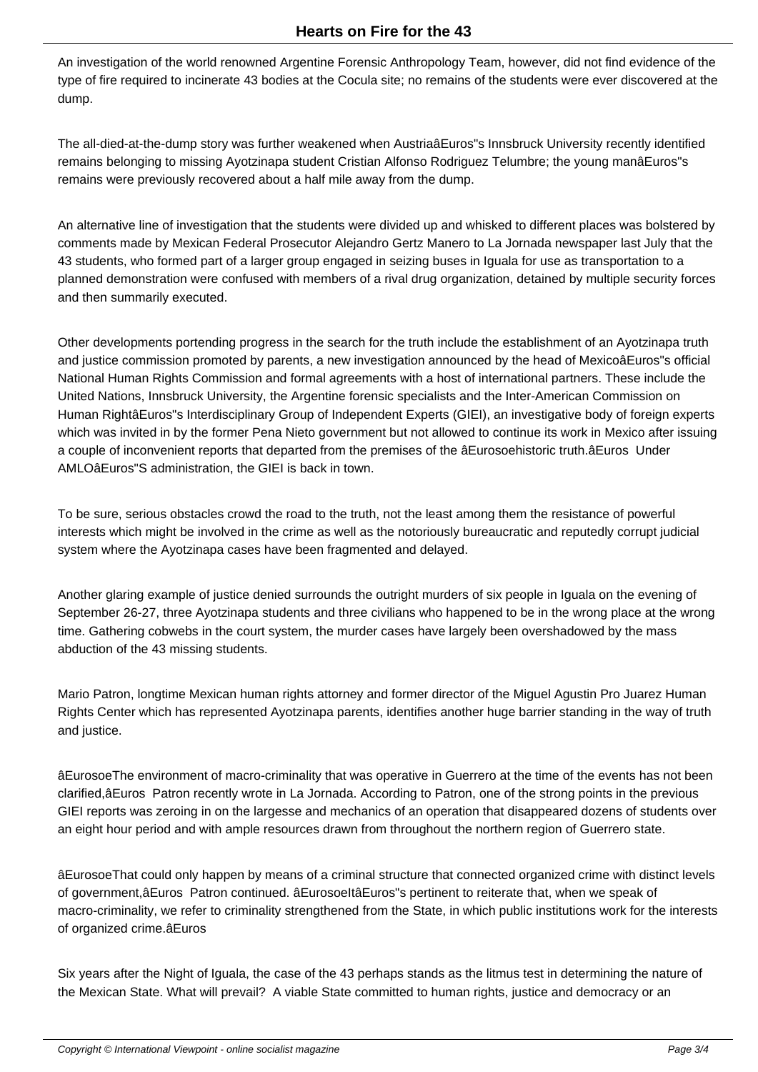An investigation of the world renowned Argentine Forensic Anthropology Team, however, did not find evidence of the type of fire required to incinerate 43 bodies at the Cocula site; no remains of the students were ever discovered at the dump.

The all-died-at-the-dump story was further weakened when AustriaâEuros"s Innsbruck University recently identified remains belonging to missing Ayotzinapa student Cristian Alfonso Rodriguez Telumbre; the young manâEuros"s remains were previously recovered about a half mile away from the dump.

An alternative line of investigation that the students were divided up and whisked to different places was bolstered by comments made by Mexican Federal Prosecutor Alejandro Gertz Manero to La Jornada newspaper last July that the 43 students, who formed part of a larger group engaged in seizing buses in Iguala for use as transportation to a planned demonstration were confused with members of a rival drug organization, detained by multiple security forces and then summarily executed.

Other developments portending progress in the search for the truth include the establishment of an Ayotzinapa truth and justice commission promoted by parents, a new investigation announced by the head of MexicoâEuros"s official National Human Rights Commission and formal agreements with a host of international partners. These include the United Nations, Innsbruck University, the Argentine forensic specialists and the Inter-American Commission on Human RightâEuros"s Interdisciplinary Group of Independent Experts (GIEI), an investigative body of foreign experts which was invited in by the former Pena Nieto government but not allowed to continue its work in Mexico after issuing a couple of inconvenient reports that departed from the premises of the âEurosoehistoric truth.âEuros  Under AMLOâEuros"S administration, the GIEI is back in town.

To be sure, serious obstacles crowd the road to the truth, not the least among them the resistance of powerful interests which might be involved in the crime as well as the notoriously bureaucratic and reputedly corrupt judicial system where the Ayotzinapa cases have been fragmented and delayed.

Another glaring example of justice denied surrounds the outright murders of six people in Iguala on the evening of September 26-27, three Ayotzinapa students and three civilians who happened to be in the wrong place at the wrong time. Gathering cobwebs in the court system, the murder cases have largely been overshadowed by the mass abduction of the 43 missing students.

Mario Patron, longtime Mexican human rights attorney and former director of the Miguel Agustin Pro Juarez Human Rights Center which has represented Ayotzinapa parents, identifies another huge barrier standing in the way of truth and justice.

âEurosoeThe environment of macro-criminality that was operative in Guerrero at the time of the events has not been clarified,âEuros  Patron recently wrote in La Jornada. According to Patron, one of the strong points in the previous GIEI reports was zeroing in on the largesse and mechanics of an operation that disappeared dozens of students over an eight hour period and with ample resources drawn from throughout the northern region of Guerrero state.

âEurosoeThat could only happen by means of a criminal structure that connected organized crime with distinct levels of government,âEuros  Patron continued. âEurosoeItâEuros"s pertinent to reiterate that, when we speak of macro-criminality, we refer to criminality strengthened from the State, in which public institutions work for the interests of organized crime.âEuros

Six years after the Night of Iguala, the case of the 43 perhaps stands as the litmus test in determining the nature of the Mexican State. What will prevail?  A viable State committed to human rights, justice and democracy or an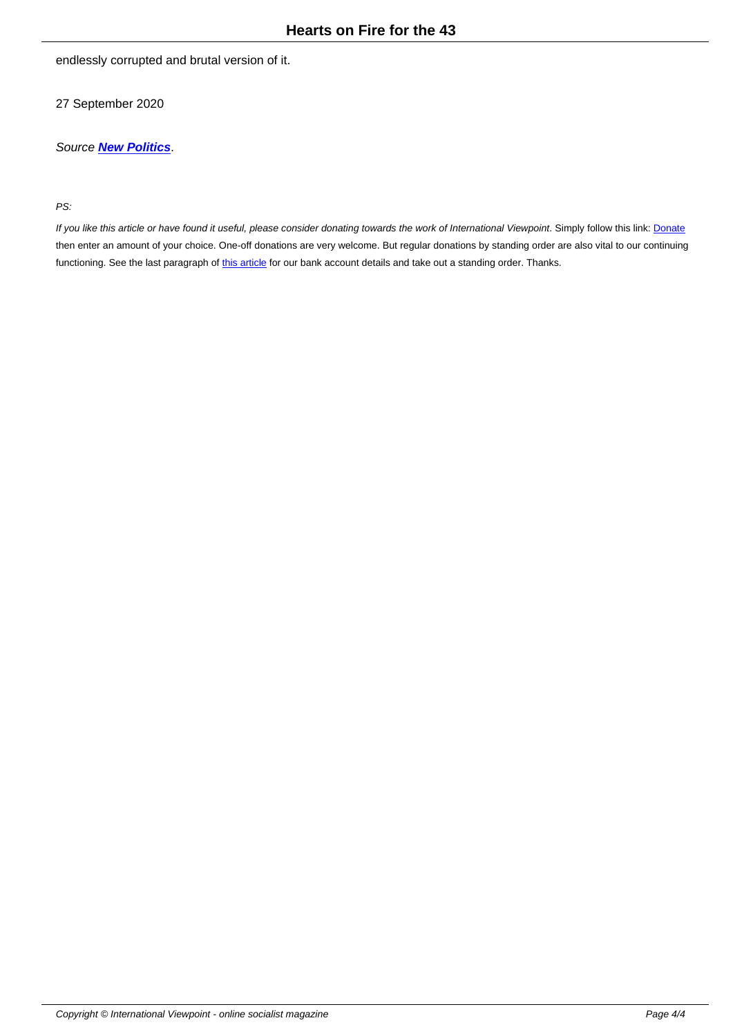endlessly corrupted and brutal version of it.

27 September 2020

*Source* ***New Politics***.

*PS:*

*If you like this article or have found it useful, please consider donating towards the work of International Viewpoint*. Simply follow this link: Donate then enter an amount of your choice. One-off donations are very welcome. But regular donations by standing order are also vital to our continuing functioning. See the last paragraph of this article for our bank account details and take out a standing order. Thanks.